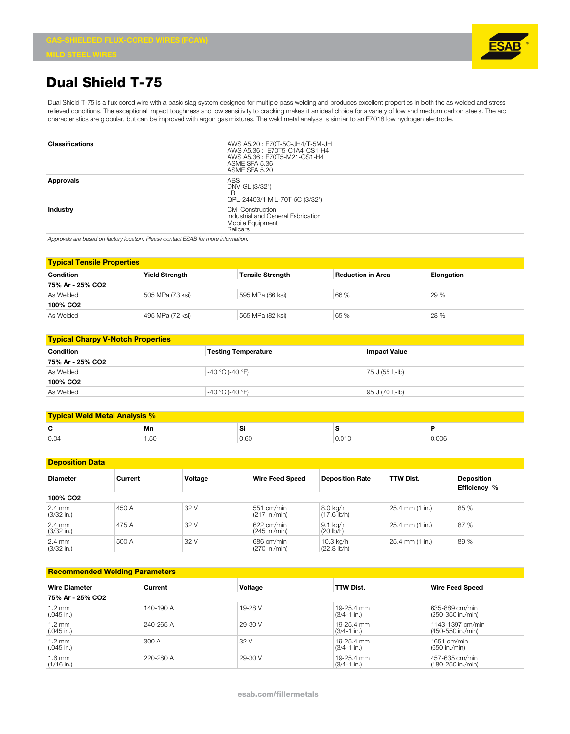GAS-SHIELDED FLUX-CORED WIRES (FCAW)

MILD STEEL WIRES

# Dual Shield T-75

Dual Shield T-75 is a flux cored wire with a basic slag system designed for multiple pass welding and produces excellent properties in both the as welded and stress relieved conditions. The exceptional impact toughness and low sensitivity to cracking makes it an ideal choice for a variety of low and medium carbon steels. The arc characteristics are globular, but can be improved with argon gas mixtures. The weld metal analysis is similar to an E7018 low hydrogen electrode.

| | |
|---|---|
| **Classifications** | AWS A5.20 : E70T-5C-JH4/T-5M-JH<br>AWS A5.36 : E70T5-C1A4-CS1-H4<br>AWS A5.36 : E70T5-M21-CS1-H4<br>ASME SFA 5.36<br>ASME SFA 5.20 |
| **Approvals** | ABS<br>DNV-GL (3/32")<br>LR<br>QPL-24403/1 MIL-70T-5C (3/32") |
| **Industry** | Civil Construction<br>Industrial and General Fabrication<br>Mobile Equipment<br>Railcars |

*Approvals are based on factory location. Please contact ESAB for more information.*

## Typical Tensile Properties

| Condition | Yield Strength | Tensile Strength | Reduction in Area | Elongation |
|---|---|---|---|---|
| **75% Ar - 25% $CO_2$** | | | | |
| As Welded | 505 MPa (73 ksi) | 595 MPa (86 ksi) | 66 % | 29 % |
| **100% $CO_2$** | | | | |
| As Welded | 495 MPa (72 ksi) | 565 MPa (82 ksi) | 65 % | 28 % |

## Typical Charpy V-Notch Properties

| Condition | Testing Temperature | Impact Value |
|---|---|---|
| **75% Ar - 25% $CO_2$** | | |
| As Welded | -40 °C (-40 °F) | 75 J (55 ft-lb) |
| **100% $CO_2$** | | |
| As Welded | -40 °C (-40 °F) | 95 J (70 ft-lb) |

## Typical Weld Metal Analysis %

| C | Mn | Si | S | P |
|---|---|---|---|---|
| 0.04 | 1.50 | 0.60 | 0.010 | 0.006 |

## Deposition Data

| Diameter | Current | Voltage | Wire Feed Speed | Deposition Rate | TTW Dist. | Deposition Efficiency % |
|---|---|---|---|---|---|---|
| **100% $CO_2$** | | | | | | |
| 2.4 mm (3/32 in.) | 450 A | 32 V | 551 cm/min (217 in./min) | 8.0 kg/h (17.6 lb/h) | 25.4 mm (1 in.) | 85 % |
| 2.4 mm (3/32 in.) | 475 A | 32 V | 622 cm/min (245 in./min) | 9.1 kg/h (20 lb/h) | 25.4 mm (1 in.) | 87 % |
| 2.4 mm (3/32 in.) | 500 A | 32 V | 686 cm/min (270 in./min) | 10.3 kg/h (22.8 lb/h) | 25.4 mm (1 in.) | 89 % |

## Recommended Welding Parameters

| Wire Diameter | Current | Voltage | TTW Dist. | Wire Feed Speed |
|---|---|---|---|---|
| **75% Ar - 25% $CO_2$** | | | | |
| 1.2 mm (.045 in.) | 140-190 A | 19-28 V | 19-25.4 mm (3/4-1 in.) | 635-889 cm/min (250-350 in./min) |
| 1.2 mm (.045 in.) | 240-265 A | 29-30 V | 19-25.4 mm (3/4-1 in.) | 1143-1397 cm/min (450-550 in./min) |
| 1.2 mm (.045 in.) | 300 A | 32 V | 19-25.4 mm (3/4-1 in.) | 1651 cm/min (650 in./min) |
| 1.6 mm (1/16 in.) | 220-280 A | 29-30 V | 19-25.4 mm (3/4-1 in.) | 457-635 cm/min (180-250 in./min) |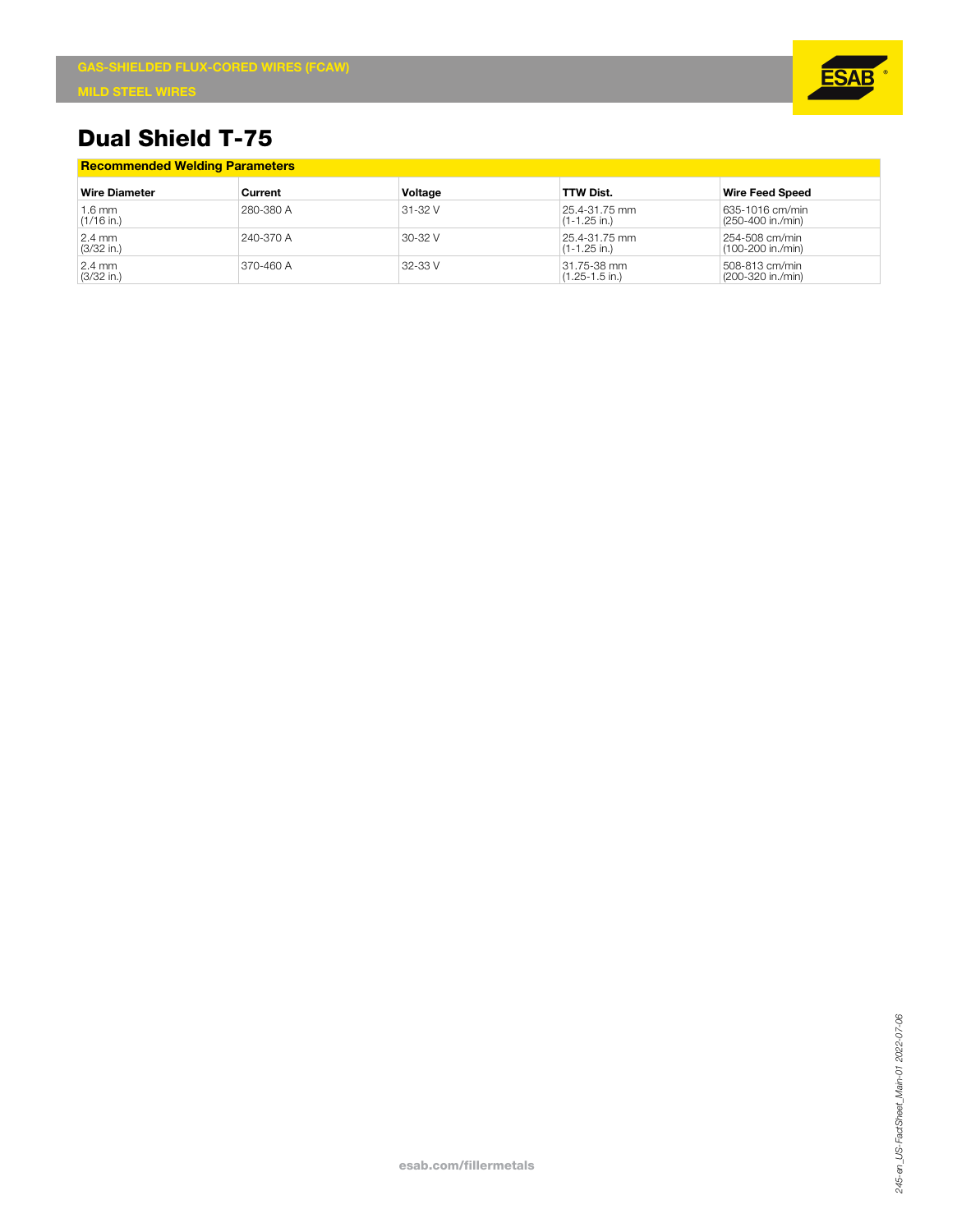# Dual Shield T-75

| Recommended Welding Parameters | | | | |
|---|---|---|---|---|
| **Wire Diameter** | **Current** | **Voltage** | **TTW Dist.** | **Wire Feed Speed** |
| 1.6 mm (1/16 in.) | 280-380 A | 31-32 V | 25.4-31.75 mm (1-1.25 in.) | 635-1016 cm/min (250-400 in./min) |
| 2.4 mm (3/32 in.) | 240-370 A | 30-32 V | 25.4-31.75 mm (1-1.25 in.) | 254-508 cm/min (100-200 in./min) |
| 2.4 mm (3/32 in.) | 370-460 A | 32-33 V | 31.75-38 mm (1.25-1.5 in.) | 508-813 cm/min (200-320 in./min) |